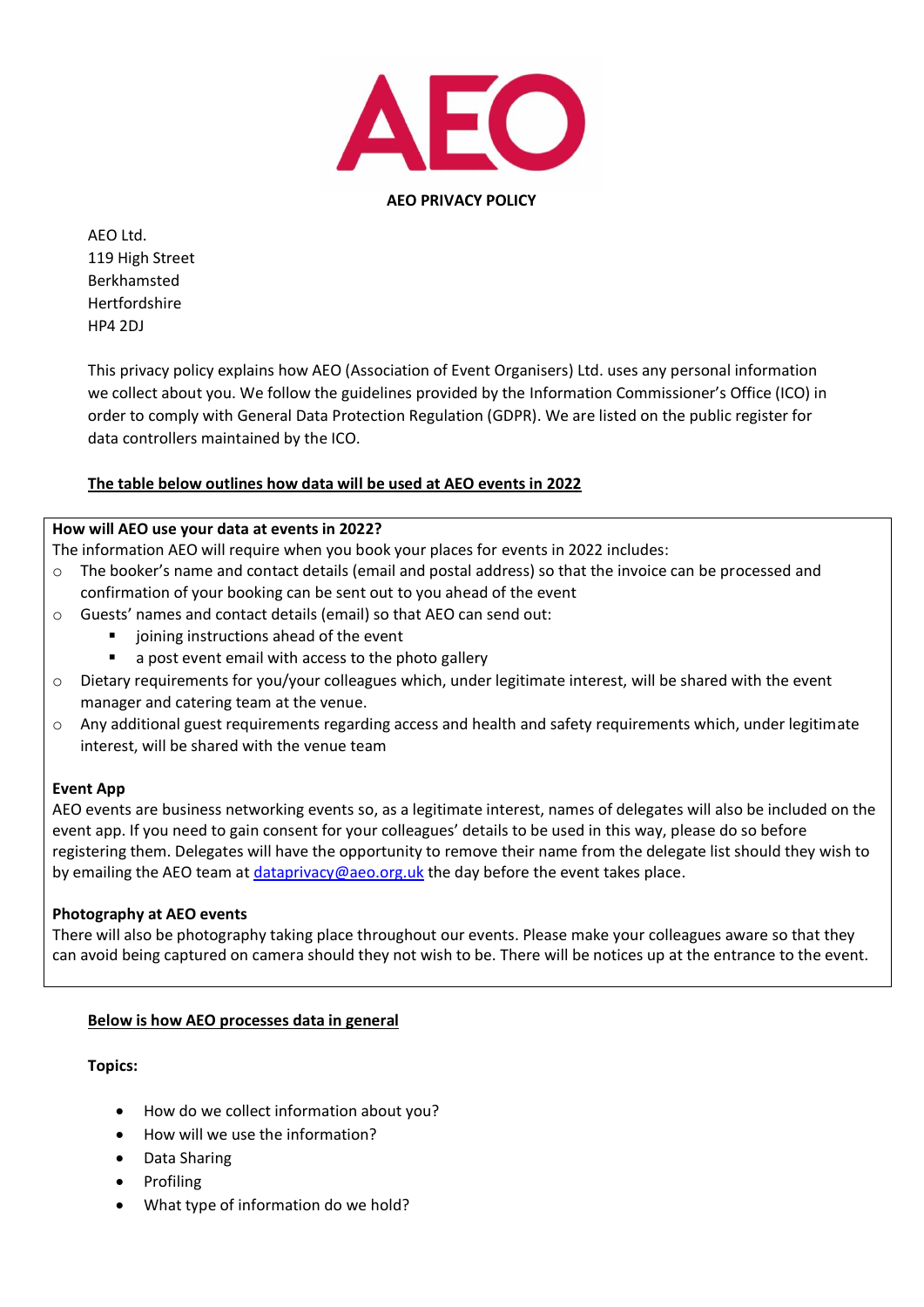AEO

# AEO PRIVACY POLICY

AEO Ltd.
119 High Street
Berkhamsted
Hertfordshire
HP4 2DJ

This privacy policy explains how AEO (Association of Event Organisers) Ltd. uses any personal information we collect about you. We follow the guidelines provided by the Information Commissioner's Office (ICO) in order to comply with General Data Protection Regulation (GDPR). We are listed on the public register for data controllers maintained by the ICO.

**The table below outlines how data will be used at AEO events in 2022**

**How will AEO use your data at events in 2022?**

The information AEO will require when you book your places for events in 2022 includes:

- The booker's name and contact details (email and postal address) so that the invoice can be processed and confirmation of your booking can be sent out to you ahead of the event
- Guests' names and contact details (email) so that AEO can send out:
  - joining instructions ahead of the event
  - a post event email with access to the photo gallery
- Dietary requirements for you/your colleagues which, under legitimate interest, will be shared with the event manager and catering team at the venue.
- Any additional guest requirements regarding access and health and safety requirements which, under legitimate interest, will be shared with the venue team

**Event App**

AEO events are business networking events so, as a legitimate interest, names of delegates will also be included on the event app. If you need to gain consent for your colleagues' details to be used in this way, please do so before registering them. Delegates will have the opportunity to remove their name from the delegate list should they wish to by emailing the AEO team at dataprivacy@aeo.org.uk the day before the event takes place.

**Photography at AEO events**

There will also be photography taking place throughout our events. Please make your colleagues aware so that they can avoid being captured on camera should they not wish to be. There will be notices up at the entrance to the event.

**Below is how AEO processes data in general**

**Topics:**

- How do we collect information about you?
- How will we use the information?
- Data Sharing
- Profiling
- What type of information do we hold?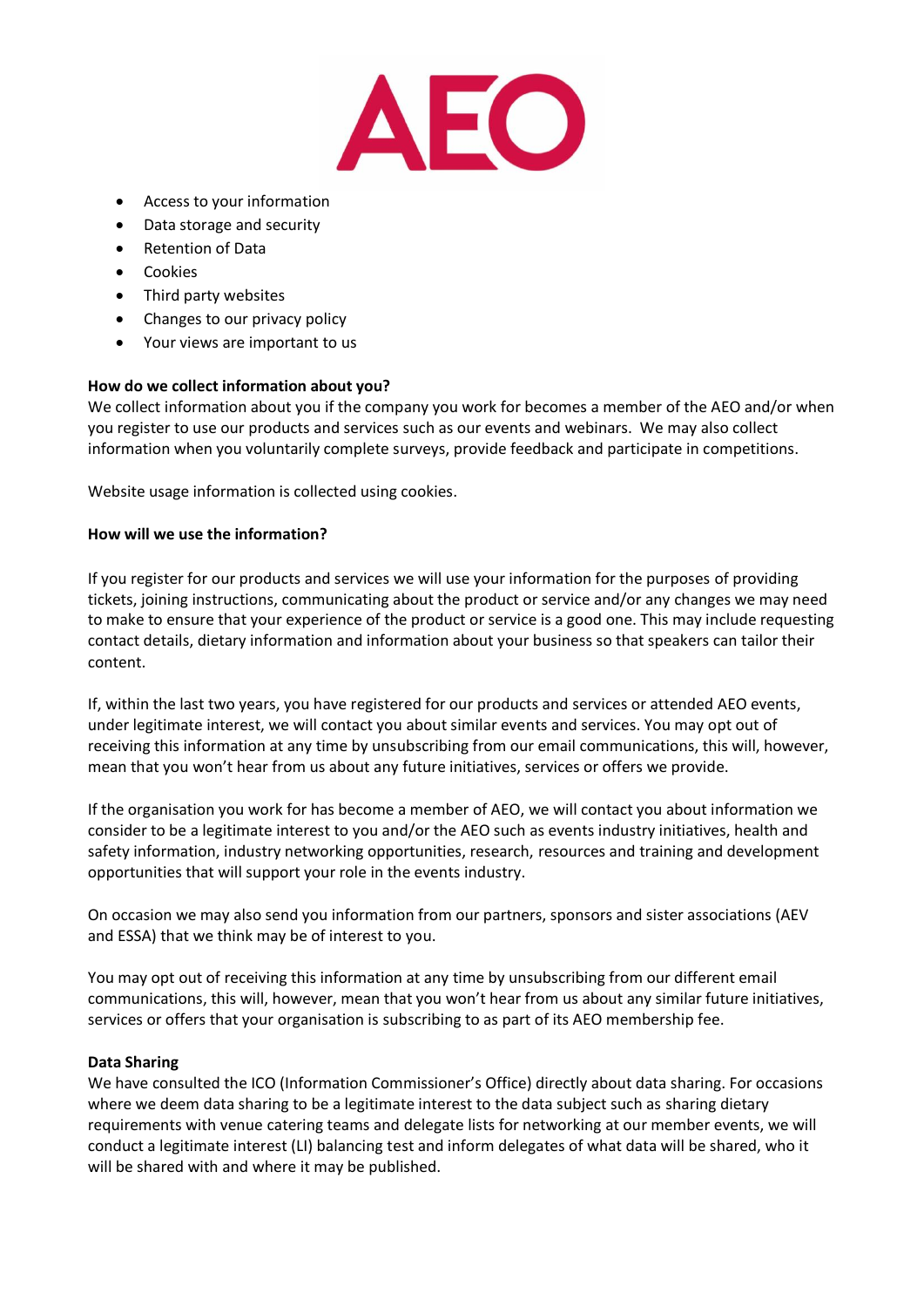- Access to your information
- Data storage and security
- Retention of Data
- Cookies
- Third party websites
- Changes to our privacy policy
- Your views are important to us

**How do we collect information about you?**

We collect information about you if the company you work for becomes a member of the AEO and/or when you register to use our products and services such as our events and webinars. We may also collect information when you voluntarily complete surveys, provide feedback and participate in competitions.

Website usage information is collected using cookies.

**How will we use the information?**

If you register for our products and services we will use your information for the purposes of providing tickets, joining instructions, communicating about the product or service and/or any changes we may need to make to ensure that your experience of the product or service is a good one. This may include requesting contact details, dietary information and information about your business so that speakers can tailor their content.

If, within the last two years, you have registered for our products and services or attended AEO events, under legitimate interest, we will contact you about similar events and services. You may opt out of receiving this information at any time by unsubscribing from our email communications, this will, however, mean that you won't hear from us about any future initiatives, services or offers we provide.

If the organisation you work for has become a member of AEO, we will contact you about information we consider to be a legitimate interest to you and/or the AEO such as events industry initiatives, health and safety information, industry networking opportunities, research, resources and training and development opportunities that will support your role in the events industry.

On occasion we may also send you information from our partners, sponsors and sister associations (AEV and ESSA) that we think may be of interest to you.

You may opt out of receiving this information at any time by unsubscribing from our different email communications, this will, however, mean that you won't hear from us about any similar future initiatives, services or offers that your organisation is subscribing to as part of its AEO membership fee.

**Data Sharing**

We have consulted the ICO (Information Commissioner's Office) directly about data sharing. For occasions where we deem data sharing to be a legitimate interest to the data subject such as sharing dietary requirements with venue catering teams and delegate lists for networking at our member events, we will conduct a legitimate interest (LI) balancing test and inform delegates of what data will be shared, who it will be shared with and where it may be published.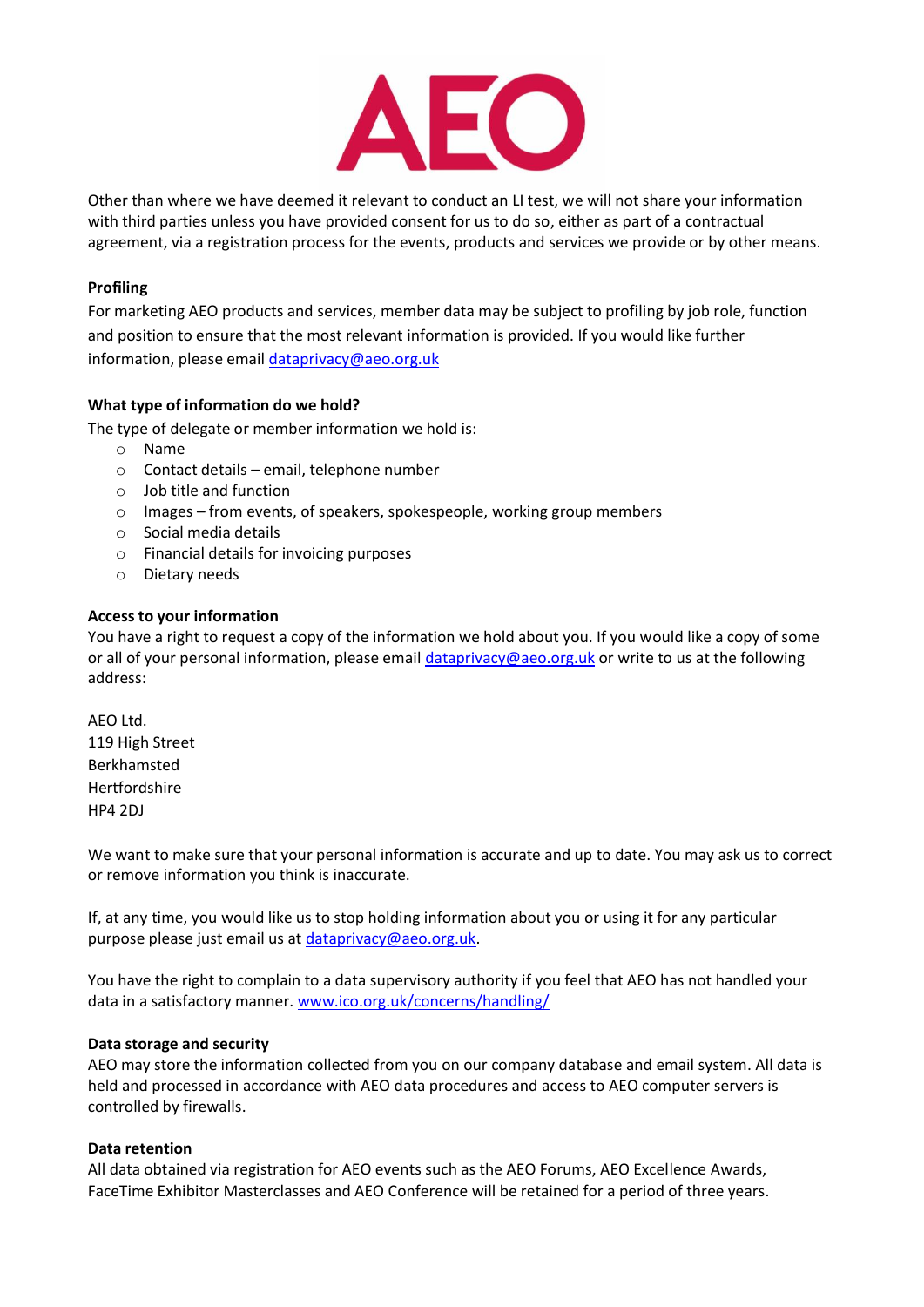Other than where we have deemed it relevant to conduct an LI test, we will not share your information with third parties unless you have provided consent for us to do so, either as part of a contractual agreement, via a registration process for the events, products and services we provide or by other means.

**Profiling**

For marketing AEO products and services, member data may be subject to profiling by job role, function and position to ensure that the most relevant information is provided. If you would like further information, please email dataprivacy@aeo.org.uk

**What type of information do we hold?**

The type of delegate or member information we hold is:

- Name
- Contact details – email, telephone number
- Job title and function
- Images – from events, of speakers, spokespeople, working group members
- Social media details
- Financial details for invoicing purposes
- Dietary needs

**Access to your information**

You have a right to request a copy of the information we hold about you. If you would like a copy of some or all of your personal information, please email dataprivacy@aeo.org.uk or write to us at the following address:

AEO Ltd.
119 High Street
Berkhamsted
Hertfordshire
HP4 2DJ

We want to make sure that your personal information is accurate and up to date. You may ask us to correct or remove information you think is inaccurate.

If, at any time, you would like us to stop holding information about you or using it for any particular purpose please just email us at dataprivacy@aeo.org.uk.

You have the right to complain to a data supervisory authority if you feel that AEO has not handled your data in a satisfactory manner. www.ico.org.uk/concerns/handling/

**Data storage and security**

AEO may store the information collected from you on our company database and email system. All data is held and processed in accordance with AEO data procedures and access to AEO computer servers is controlled by firewalls.

**Data retention**

All data obtained via registration for AEO events such as the AEO Forums, AEO Excellence Awards, FaceTime Exhibitor Masterclasses and AEO Conference will be retained for a period of three years.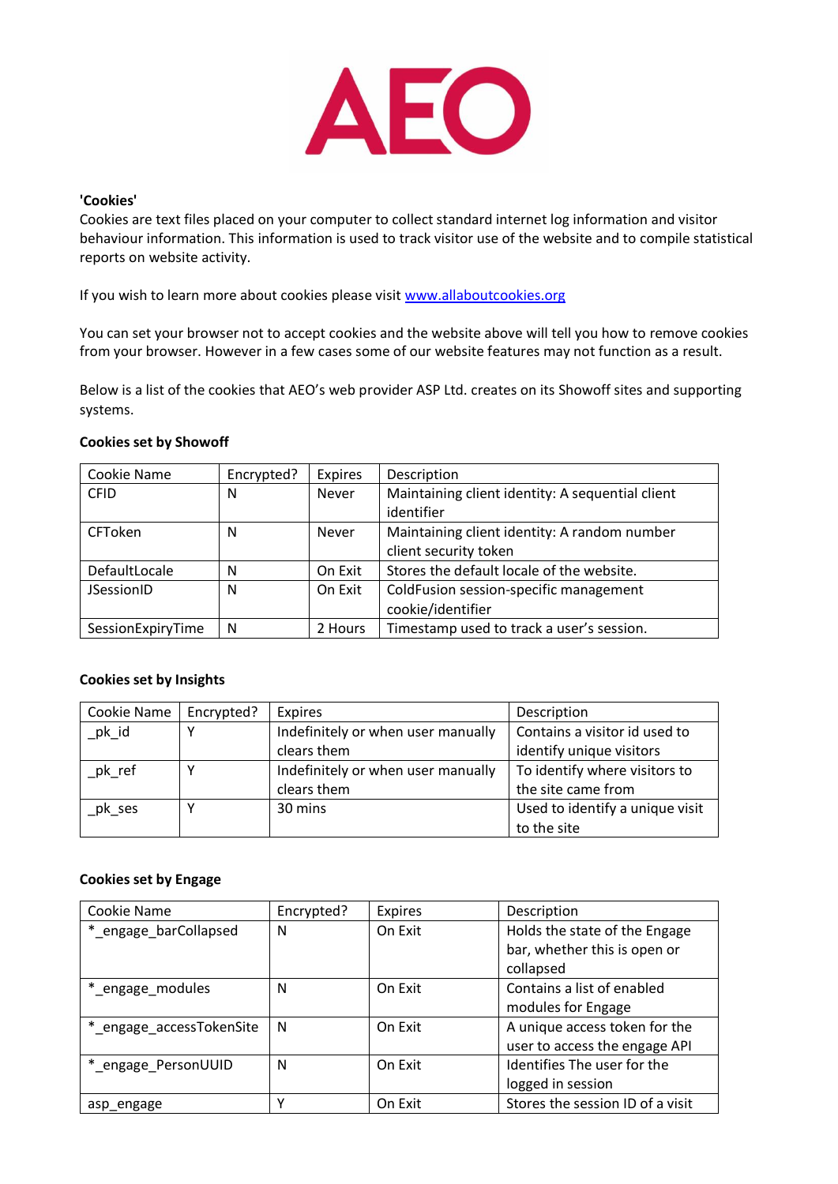AEO

**'Cookies'**
Cookies are text files placed on your computer to collect standard internet log information and visitor behaviour information. This information is used to track visitor use of the website and to compile statistical reports on website activity.

If you wish to learn more about cookies please visit [www.allaboutcookies.org](http://www.allaboutcookies.org)

You can set your browser not to accept cookies and the website above will tell you how to remove cookies from your browser. However in a few cases some of our website features may not function as a result.

Below is a list of the cookies that AEO's web provider ASP Ltd. creates on its Showoff sites and supporting systems.

**Cookies set by Showoff**

| Cookie Name | Encrypted? | Expires | Description |
|---|---|---|---|
| CFID | N | Never | Maintaining client identity: A sequential client identifier |
| CFToken | N | Never | Maintaining client identity: A random number client security token |
| DefaultLocale | N | On Exit | Stores the default locale of the website. |
| JSessionID | N | On Exit | ColdFusion session-specific management cookie/identifier |
| SessionExpiryTime | N | 2 Hours | Timestamp used to track a user's session. |

**Cookies set by Insights**

| Cookie Name | Encrypted? | Expires | Description |
|---|---|---|---|
| _pk_id | Y | Indefinitely or when user manually clears them | Contains a visitor id used to identify unique visitors |
| _pk_ref | Y | Indefinitely or when user manually clears them | To identify where visitors to the site came from |
| _pk_ses | Y | 30 mins | Used to identify a unique visit to the site |

**Cookies set by Engage**

| Cookie Name | Encrypted? | Expires | Description |
|---|---|---|---|
| *_engage_barCollapsed | N | On Exit | Holds the state of the Engage bar, whether this is open or collapsed |
| *_engage_modules | N | On Exit | Contains a list of enabled modules for Engage |
| *_engage_accessTokenSite | N | On Exit | A unique access token for the user to access the engage API |
| *_engage_PersonUUID | N | On Exit | Identifies The user for the logged in session |
| asp_engage | Y | On Exit | Stores the session ID of a visit |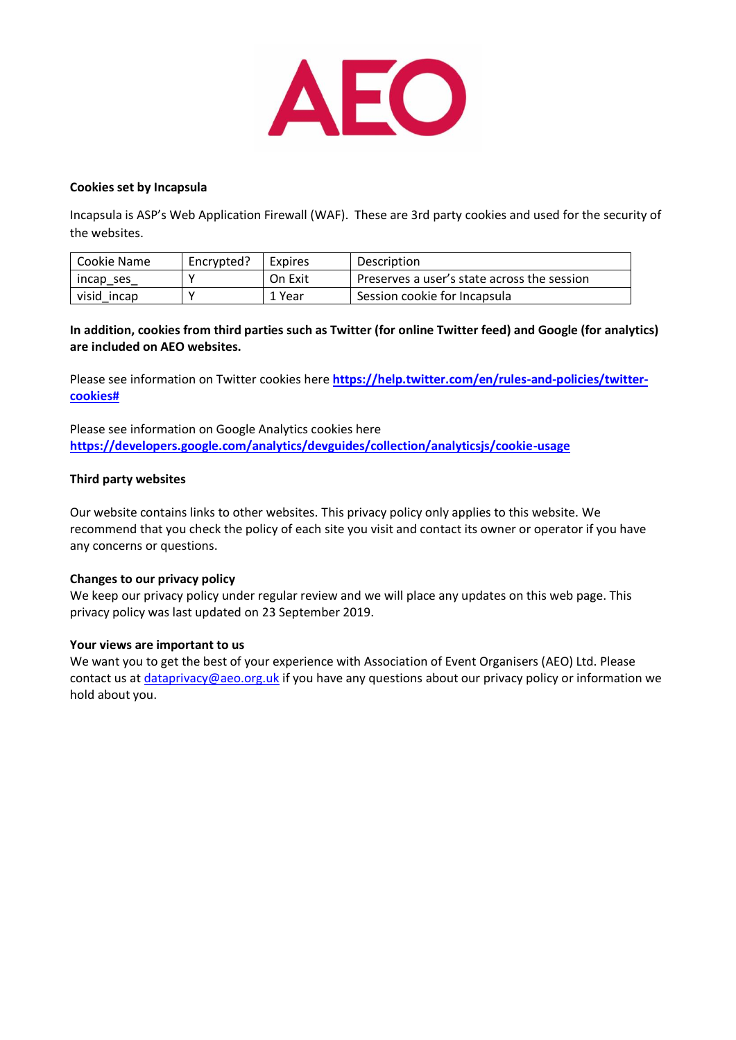**Cookies set by Incapsula**

Incapsula is ASP's Web Application Firewall (WAF). These are 3rd party cookies and used for the security of the websites.

| Cookie Name | Encrypted? | Expires | Description |
|---|---|---|---|
| incap_ses_ | Y | On Exit | Preserves a user's state across the session |
| visid_incap | Y | 1 Year | Session cookie for Incapsula |

**In addition, cookies from third parties such as Twitter (for online Twitter feed) and Google (for analytics) are included on AEO websites.**

Please see information on Twitter cookies here **https://help.twitter.com/en/rules-and-policies/twitter-cookies#**

Please see information on Google Analytics cookies here
**https://developers.google.com/analytics/devguides/collection/analyticsjs/cookie-usage**

**Third party websites**

Our website contains links to other websites. This privacy policy only applies to this website. We recommend that you check the policy of each site you visit and contact its owner or operator if you have any concerns or questions.

**Changes to our privacy policy**

We keep our privacy policy under regular review and we will place any updates on this web page. This privacy policy was last updated on 23 September 2019.

**Your views are important to us**

We want you to get the best of your experience with Association of Event Organisers (AEO) Ltd. Please contact us at dataprivacy@aeo.org.uk if you have any questions about our privacy policy or information we hold about you.